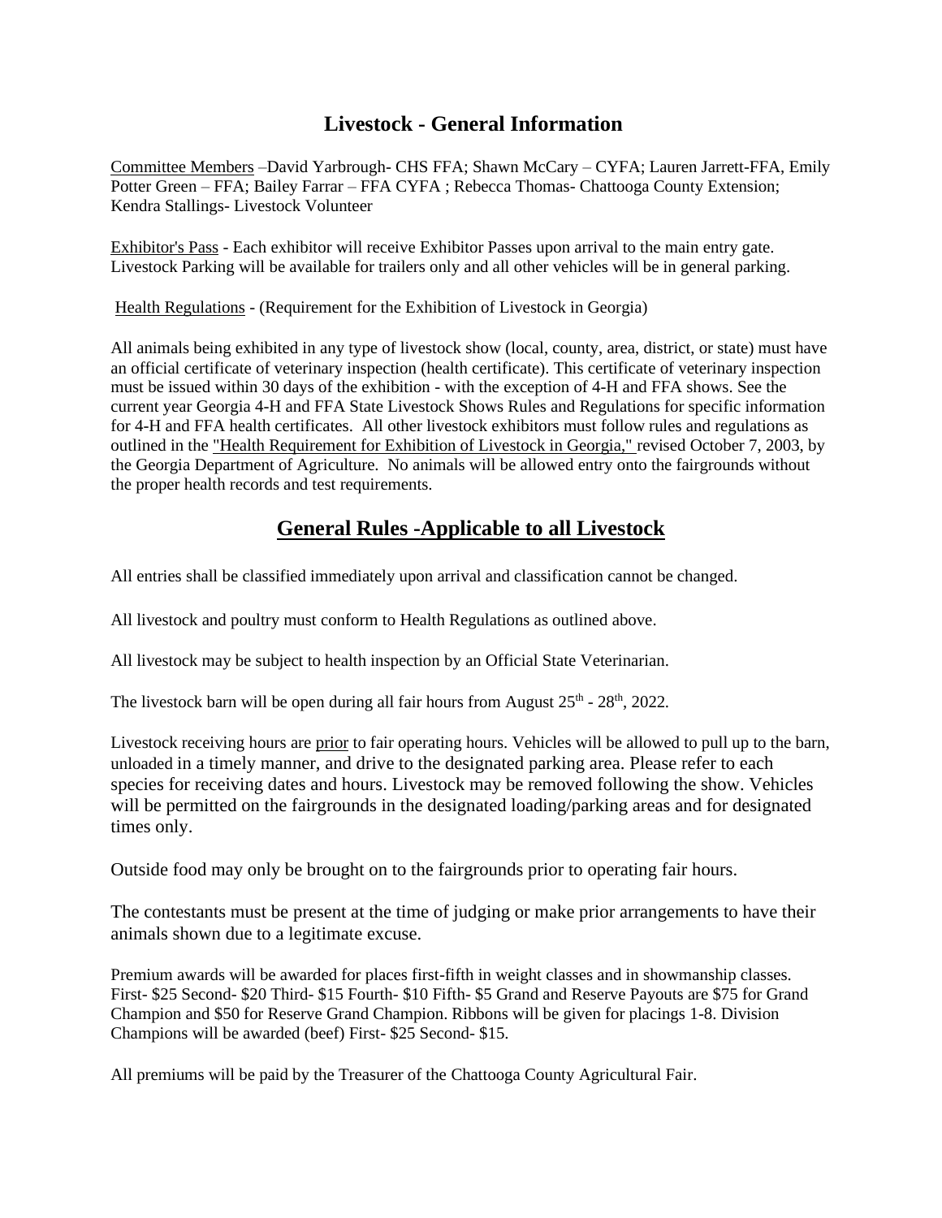# Livestock - General Information

Committee Members –David Yarbrough- CHS FFA; Shawn McCary – CYFA; Lauren Jarrett-FFA, Emily Potter Green – FFA; Bailey Farrar – FFA CYFA ; Rebecca Thomas- Chattooga County Extension; Kendra Stallings- Livestock Volunteer

Exhibitor's Pass - Each exhibitor will receive Exhibitor Passes upon arrival to the main entry gate. Livestock Parking will be available for trailers only and all other vehicles will be in general parking.

Health Regulations - (Requirement for the Exhibition of Livestock in Georgia)

All animals being exhibited in any type of livestock show (local, county, area, district, or state) must have an official certificate of veterinary inspection (health certificate). This certificate of veterinary inspection must be issued within 30 days of the exhibition - with the exception of 4-H and FFA shows. See the current year Georgia 4-H and FFA State Livestock Shows Rules and Regulations for specific information for 4-H and FFA health certificates. All other livestock exhibitors must follow rules and regulations as outlined in the "Health Requirement for Exhibition of Livestock in Georgia," revised October 7, 2003, by the Georgia Department of Agriculture. No animals will be allowed entry onto the fairgrounds without the proper health records and test requirements.

## General Rules -Applicable to all Livestock

All entries shall be classified immediately upon arrival and classification cannot be changed.

All livestock and poultry must conform to Health Regulations as outlined above.

All livestock may be subject to health inspection by an Official State Veterinarian.

The livestock barn will be open during all fair hours from August 25th - 28th, 2022.

Livestock receiving hours are prior to fair operating hours. Vehicles will be allowed to pull up to the barn, unloaded in a timely manner, and drive to the designated parking area. Please refer to each species for receiving dates and hours. Livestock may be removed following the show. Vehicles will be permitted on the fairgrounds in the designated loading/parking areas and for designated times only.

Outside food may only be brought on to the fairgrounds prior to operating fair hours.

The contestants must be present at the time of judging or make prior arrangements to have their animals shown due to a legitimate excuse.

Premium awards will be awarded for places first-fifth in weight classes and in showmanship classes. First- $25 Second- $20 Third- $15 Fourth- $10 Fifth- $5 Grand and Reserve Payouts are $75 for Grand Champion and $50 for Reserve Grand Champion. Ribbons will be given for placings 1-8. Division Champions will be awarded (beef) First- $25 Second- $15.

All premiums will be paid by the Treasurer of the Chattooga County Agricultural Fair.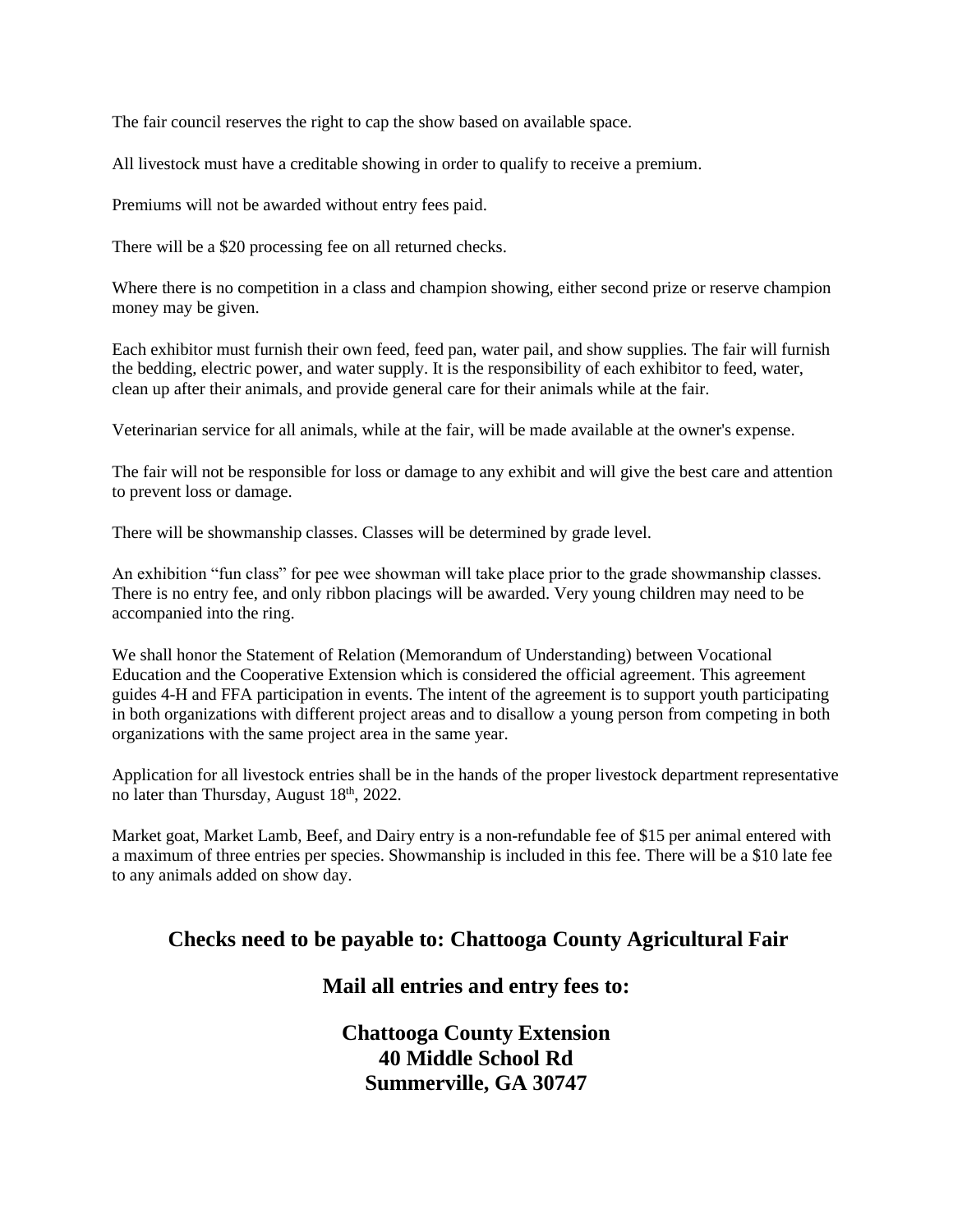The fair council reserves the right to cap the show based on available space.

All livestock must have a creditable showing in order to qualify to receive a premium.

Premiums will not be awarded without entry fees paid.

There will be a $20 processing fee on all returned checks.

Where there is no competition in a class and champion showing, either second prize or reserve champion money may be given.

Each exhibitor must furnish their own feed, feed pan, water pail, and show supplies. The fair will furnish the bedding, electric power, and water supply. It is the responsibility of each exhibitor to feed, water, clean up after their animals, and provide general care for their animals while at the fair.

Veterinarian service for all animals, while at the fair, will be made available at the owner's expense.

The fair will not be responsible for loss or damage to any exhibit and will give the best care and attention to prevent loss or damage.

There will be showmanship classes. Classes will be determined by grade level.

An exhibition "fun class" for pee wee showman will take place prior to the grade showmanship classes. There is no entry fee, and only ribbon placings will be awarded. Very young children may need to be accompanied into the ring.

We shall honor the Statement of Relation (Memorandum of Understanding) between Vocational Education and the Cooperative Extension which is considered the official agreement. This agreement guides 4-H and FFA participation in events. The intent of the agreement is to support youth participating in both organizations with different project areas and to disallow a young person from competing in both organizations with the same project area in the same year.

Application for all livestock entries shall be in the hands of the proper livestock department representative no later than Thursday, August 18th, 2022.

Market goat, Market Lamb, Beef, and Dairy entry is a non-refundable fee of $15 per animal entered with a maximum of three entries per species. Showmanship is included in this fee. There will be a $10 late fee to any animals added on show day.

**Checks need to be payable to: Chattooga County Agricultural Fair**

**Mail all entries and entry fees to:**

**Chattooga County Extension**
**40 Middle School Rd**
**Summerville, GA 30747**